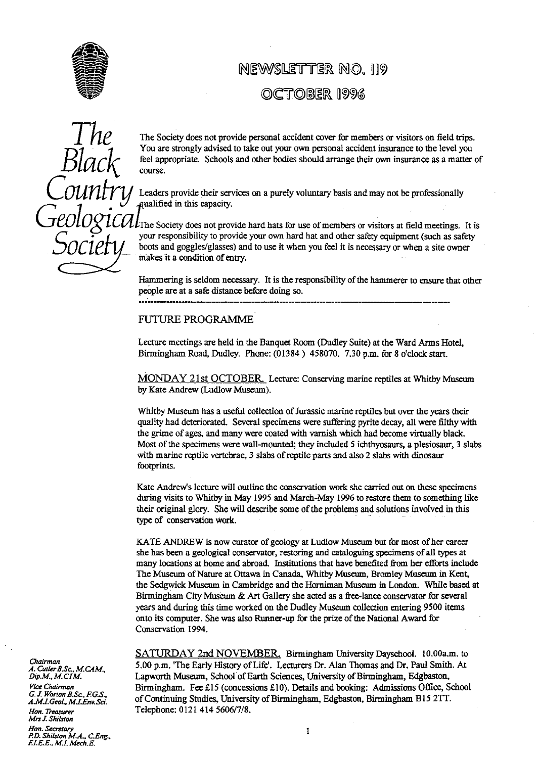# NEWSLETTER NO. 119

## OCTOBER 1996

*The Black Country Geological Society*

The Society does not provide personal accident cover for members or visitors on field trips. You are strongly advised to take out your own personal accident insurance to the level you feel appropriate. Schools and other bodies should arrange their own insurance as a matter of course.

Leaders provide their services on a purely voluntary basis and may not be professionally qualified in this capacity.

The Society does not provide hard hats for use of members or visitors at field meetings. It is your responsibility to provide your own hard hat and other safety equipment (such as safety boots and goggles/glasses) and to use it when you feel it is necessary or when a site owner makes it a condition of entry.

Hammering is seldom necessary. It is the responsibility of the hammerer to ensure that other people are at a safe distance before doing so.

---

## FUTURE PROGRAMME

Lecture meetings are held in the Banquet Room (Dudley Suite) at the Ward Arms Hotel, Birmingham Road, Dudley. Phone: (01384 ) 458070. 7.30 p.m. for 8 o'clock start.

MONDAY 21st OCTOBER. Lecture: Conserving marine reptiles at Whitby Museum by Kate Andrew (Ludlow Museum).

Whitby Museum has a useful collection of Jurassic marine reptiles but over the years their quality had deteriorated. Several specimens were suffering pyrite decay, all were filthy with the grime of ages, and many were coated with varnish which had become virtually black. Most of the specimens were wall-mounted; they included 5 ichthyosaurs, a plesiosaur, 3 slabs with marine reptile vertebrae, 3 slabs of reptile parts and also 2 slabs with dinosaur footprints.

Kate Andrew's lecture will outline the conservation work she carried out on these specimens during visits to Whitby in May 1995 and March-May 1996 to restore them to something like their original glory. She will describe some of the problems and solutions involved in this type of conservation work.

KATE ANDREW is now curator of geology at Ludlow Museum but for most of her career she has been a geological conservator, restoring and cataloguing specimens of all types at many locations at home and abroad. Institutions that have benefited from her efforts include The Museum of Nature at Ottawa in Canada, Whitby Museum, Bromley Museum in Kent, the Sedgwick Museum in Cambridge and the Horniman Museum in London. While based at Birmingham City Museum & Art Gallery she acted as a free-lance conservator for several years and during this time worked on the Dudley Museum collection entering 9500 items onto its computer. She was also Runner-up for the prize of the National Award for Conservation 1994.

SATURDAY 2nd NOVEMBER. Birmingham University Dayschool. 10.00a.m. to 5.00 p.m. 'The Early History of Life'. Lecturers Dr. Alan Thomas and Dr. Paul Smith. At Lapworth Museum, School of Earth Sciences, University of Birmingham, Edgbaston, Birmingham. Fee £15 (concessions £10). Details and booking: Admissions Office, School of Continuing Studies, University of Birmingham, Edgbaston, Birmingham B15 2TT. Telephone: 0121 414 5606/7/8.

*Chairman*
*A. Cutler B.Sc., M.CAM., Dip.M., M.CIM.*
*Vice Chairman*
*G. J. Worton B.Sc., F.G.S., A.M.I.Geol., M.I.Env.Sci.*
*Hon. Treasurer*
*Mrs J. Shilston*
*Hon. Secretary*
*P.D. Shilston M.A., C.Eng., F.I.E.E., M.I. Mech.E.*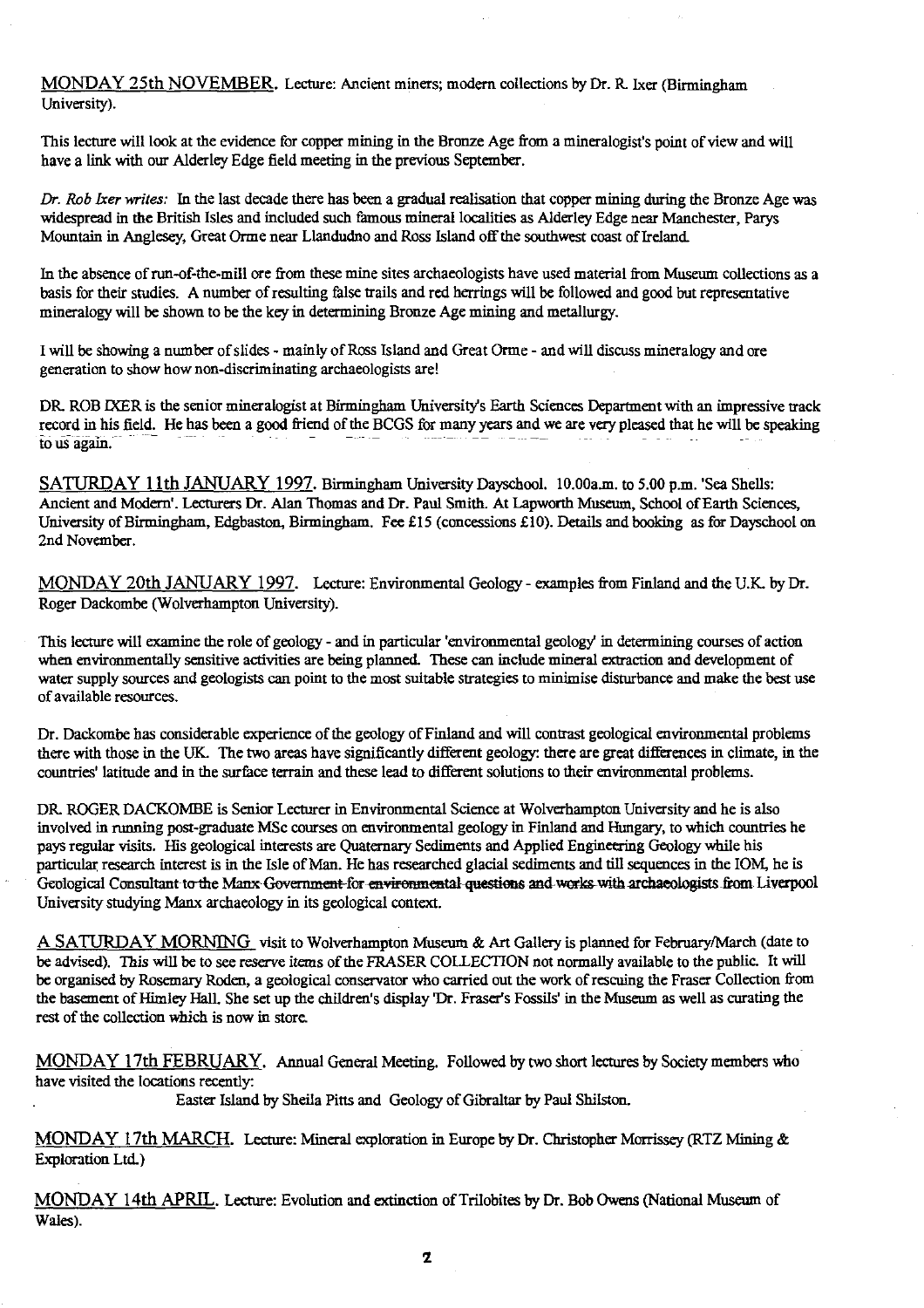MONDAY 25th NOVEMBER. Lecture: Ancient miners; modern collections by Dr. R. Ixer (Birmingham University).

This lecture will look at the evidence for copper mining in the Bronze Age from a mineralogist's point of view and will have a link with our Alderley Edge field meeting in the previous September.

*Dr. Rob Ixer writes:* In the last decade there has been a gradual realisation that copper mining during the Bronze Age was widespread in the British Isles and included such famous mineral localities as Alderley Edge near Manchester, Parys Mountain in Anglesey, Great Orme near Llandudno and Ross Island off the southwest coast of Ireland.

In the absence of run-of-the-mill ore from these mine sites archaeologists have used material from Museum collections as a basis for their studies. A number of resulting false trails and red herrings will be followed and good but representative mineralogy will be shown to be the key in determining Bronze Age mining and metallurgy.

I will be showing a number of slides - mainly of Ross Island and Great Orme - and will discuss mineralogy and ore generation to show how non-discriminating archaeologists are!

DR. ROB IXER is the senior mineralogist at Birmingham University's Earth Sciences Department with an impressive track record in his field. He has been a good friend of the BCGS for many years and we are very pleased that he will be speaking to us again.

SATURDAY 11th JANUARY 1997. Birmingham University Dayschool. 10.00a.m. to 5.00 p.m. 'Sea Shells: Ancient and Modern'. Lecturers Dr. Alan Thomas and Dr. Paul Smith. At Lapworth Museum, School of Earth Sciences, University of Birmingham, Edgbaston, Birmingham. Fee £15 (concessions £10). Details and booking as for Dayschool on 2nd November.

MONDAY 20th JANUARY 1997. Lecture: Environmental Geology - examples from Finland and the U.K. by Dr. Roger Dackombe (Wolverhampton University).

This lecture will examine the role of geology - and in particular 'environmental geology' in determining courses of action when environmentally sensitive activities are being planned. These can include mineral extraction and development of water supply sources and geologists can point to the most suitable strategies to minimise disturbance and make the best use of available resources.

Dr. Dackombe has considerable experience of the geology of Finland and will contrast geological environmental problems there with those in the UK. The two areas have significantly different geology: there are great differences in climate, in the countries' latitude and in the surface terrain and these lead to different solutions to their environmental problems.

DR. ROGER DACKOMBE is Senior Lecturer in Environmental Science at Wolverhampton University and he is also involved in running post-graduate MSc courses on environmental geology in Finland and Hungary, to which countries he pays regular visits. His geological interests are Quaternary Sediments and Applied Engineering Geology while his particular research interest is in the Isle of Man. He has researched glacial sediments and till sequences in the IOM, he is Geological Consultant to the Manx Government for environmental questions and works with archaeologists from Liverpool University studying Manx archaeology in its geological context.

A SATURDAY MORNING visit to Wolverhampton Museum & Art Gallery is planned for February/March (date to be advised). This will be to see reserve items of the FRASER COLLECTION not normally available to the public. It will be organised by Rosemary Roden, a geological conservator who carried out the work of rescuing the Fraser Collection from the basement of Himley Hall. She set up the children's display 'Dr. Fraser's Fossils' in the Museum as well as curating the rest of the collection which is now in store.

MONDAY 17th FEBRUARY. Annual General Meeting. Followed by two short lectures by Society members who have visited the locations recently:

Easter Island by Sheila Pitts and Geology of Gibraltar by Paul Shilston.

MONDAY 17th MARCH. Lecture: Mineral exploration in Europe by Dr. Christopher Morrissey (RTZ Mining & Exploration Ltd.)

MONDAY 14th APRIL. Lecture: Evolution and extinction of Trilobites by Dr. Bob Owens (National Museum of Wales).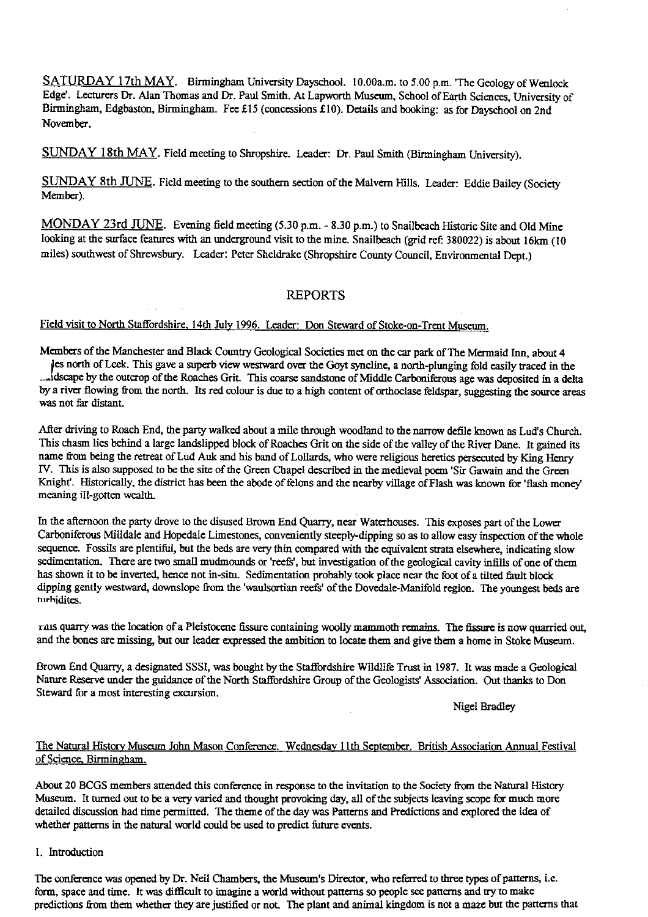SATURDAY 17th MAY. Birmingham University Dayschool. 10.00a.m. to 5.00 p.m. 'The Geology of Wenlock Edge'. Lecturers Dr. Alan Thomas and Dr. Paul Smith. At Lapworth Museum, School of Earth Sciences, University of Birmingham, Edgbaston, Birmingham. Fee £15 (concessions £10). Details and booking: as for Dayschool on 2nd November.

SUNDAY 18th MAY. Field meeting to Shropshire. Leader: Dr. Paul Smith (Birmingham University).

SUNDAY 8th JUNE. Field meeting to the southern section of the Malvern Hills. Leader: Eddie Bailey (Society Member).

MONDAY 23rd JUNE. Evening field meeting (5.30 p.m. - 8.30 p.m.) to Snailbeach Historic Site and Old Mine looking at the surface features with an underground visit to the mine. Snailbeach (grid ref: 380022) is about 16km (10 miles) southwest of Shrewsbury. Leader: Peter Sheldrake (Shropshire County Council, Environmental Dept.)

## REPORTS

Field visit to North Staffordshire, 14th July 1996. Leader: Don Steward of Stoke-on-Trent Museum.

Members of the Manchester and Black Country Geological Societies met on the car park of The Mermaid Inn, about 4 miles north of Leek. This gave a superb view westward over the Goyt syncline, a north-plunging fold easily traced in the landscape by the outcrop of the Roaches Grit. This coarse sandstone of Middle Carboniferous age was deposited in a delta by a river flowing from the north. Its red colour is due to a high content of orthoclase feldspar, suggesting the source areas was not far distant.

After driving to Roach End, the party walked about a mile through woodland to the narrow defile known as Lud's Church. This chasm lies behind a large landslipped block of Roaches Grit on the side of the valley of the River Dane. It gained its name from being the retreat of Lud Auk and his band of Lollards, who were religious heretics persecuted by King Henry IV. This is also supposed to be the site of the Green Chapel described in the medieval poem 'Sir Gawain and the Green Knight'. Historically, the district has been the abode of felons and the nearby village of Flash was known for 'flash money' meaning ill-gotten wealth.

In the afternoon the party drove to the disused Brown End Quarry, near Waterhouses. This exposes part of the Lower Carboniferous Milldale and Hopedale Limestones, conveniently steeply-dipping so as to allow easy inspection of the whole sequence. Fossils are plentiful, but the beds are very thin compared with the equivalent strata elsewhere, indicating slow sedimentation. There are two small mudmounds or 'reefs', but investigation of the geological cavity infills of one of them has shown it to be inverted, hence not in-situ. Sedimentation probably took place near the foot of a tilted fault block dipping gently westward, downslope from the 'waulsortian reefs' of the Dovedale-Manifold region. The youngest beds are turbidites.

This quarry was the location of a Pleistocene fissure containing woolly mammoth remains. The fissure is now quarried out, and the bones are missing, but our leader expressed the ambition to locate them and give them a home in Stoke Museum.

Brown End Quarry, a designated SSSI, was bought by the Staffordshire Wildlife Trust in 1987. It was made a Geological Nature Reserve under the guidance of the North Staffordshire Group of the Geologists' Association. Out thanks to Don Steward for a most interesting excursion.

Nigel Bradley

The Natural History Museum John Mason Conference. Wednesday 11th September. British Association Annual Festival of Science, Birmingham.

About 20 BCGS members attended this conference in response to the invitation to the Society from the Natural History Museum. It turned out to be a very varied and thought provoking day, all of the subjects leaving scope for much more detailed discussion had time permitted. The theme of the day was Patterns and Predictions and explored the idea of whether patterns in the natural world could be used to predict future events.

1. Introduction

The conference was opened by Dr. Neil Chambers, the Museum's Director, who referred to three types of patterns, i.e. form, space and time. It was difficult to imagine a world without patterns so people see patterns and try to make predictions from them whether they are justified or not. The plant and animal kingdom is not a maze but the patterns that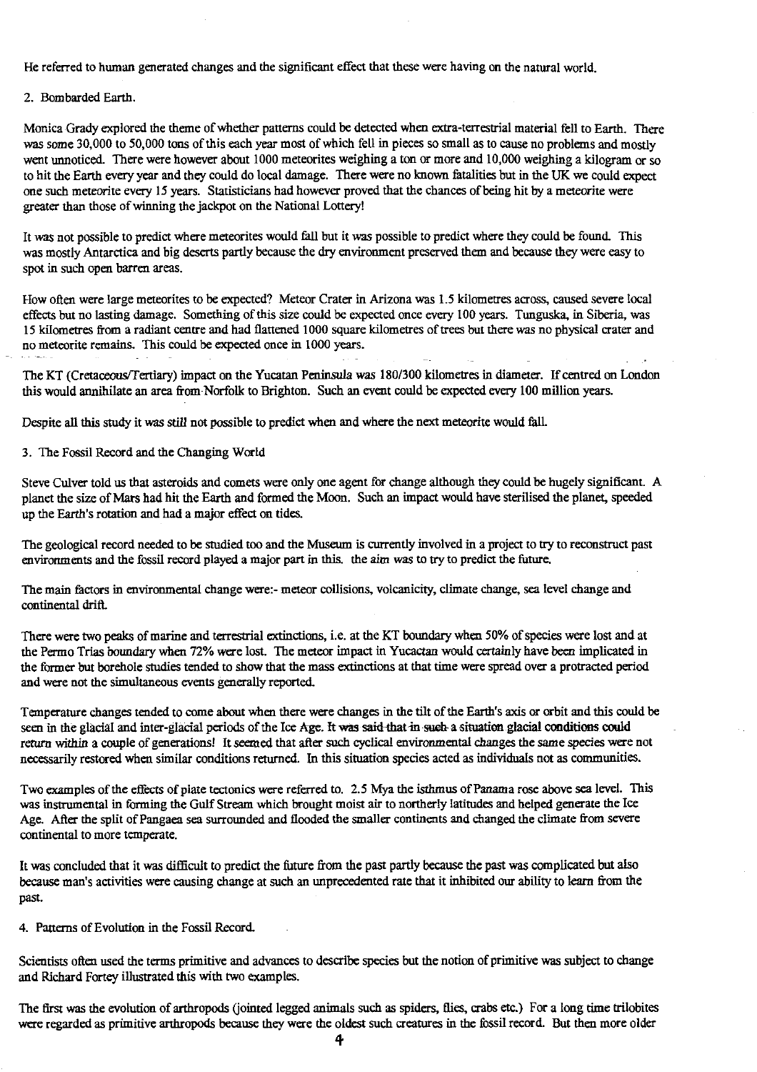He referred to human generated changes and the significant effect that these were having on the natural world.

2. Bombarded Earth.

Monica Grady explored the theme of whether patterns could be detected when extra-terrestrial material fell to Earth. There was some 30,000 to 50,000 tons of this each year most of which fell in pieces so small as to cause no problems and mostly went unnoticed. There were however about 1000 meteorites weighing a ton or more and 10,000 weighing a kilogram or so to hit the Earth every year and they could do local damage. There were no known fatalities but in the UK we could expect one such meteorite every 15 years. Statisticians had however proved that the chances of being hit by a meteorite were greater than those of winning the jackpot on the National Lottery!

It was not possible to predict where meteorites would fall but it was possible to predict where they could be found. This was mostly Antarctica and big deserts partly because the dry environment preserved them and because they were easy to spot in such open barren areas.

How often were large meteorites to be expected? Meteor Crater in Arizona was 1.5 kilometres across, caused severe local effects but no lasting damage. Something of this size could be expected once every 100 years. Tunguska, in Siberia, was 15 kilometres from a radiant centre and had flattened 1000 square kilometres of trees but there was no physical crater and no meteorite remains. This could be expected once in 1000 years.

The KT (Cretaceous/Tertiary) impact on the Yucatan Peninsula was 180/300 kilometres in diameter. If centred on London this would annihilate an area from Norfolk to Brighton. Such an event could be expected every 100 million years.

Despite all this study it was *still* not possible to predict when and where the next meteorite would fall.

3. The Fossil Record and the Changing World

Steve Culver told us that asteroids and comets were only one agent for change although they could be hugely significant. A planet the size of Mars had hit the Earth and formed the Moon. Such an impact would have sterilised the planet, speeded up the Earth's rotation and had a major effect on tides.

The geological record needed to be studied too and the Museum is currently involved in a project to try to reconstruct past environments and the fossil record played a major part in this. the *aim* was to try to predict the future.

The main factors in environmental change were:- meteor collisions, volcanicity, climate change, sea level change and continental drift.

There were two peaks of marine and terrestrial extinctions, i.e. at the KT boundary when 50% of species were lost and at the Permo Trias boundary when 72% were lost. The meteor impact in Yucactan would certainly have been implicated in the former but borehole studies tended to show that the mass extinctions at that time were spread over a protracted period and were not the simultaneous events generally reported.

Temperature changes tended to come about when there were changes in the tilt of the Earth's axis or orbit and this could be seen in the glacial and inter-glacial periods of the Ice Age. It was ~~said that in such~~ a situation glacial conditions could return *within* a couple of generations! It seemed that after such cyclical environmental changes the same species were not necessarily restored when similar conditions returned. In this situation species acted as individuals not as communities.

Two examples of the effects of plate tectonics were referred to. 2.5 Mya the isthmus of Panama rose above sea level. This was instrumental in forming the Gulf Stream which brought moist air to northerly latitudes and helped generate the Ice Age. After the split of Pangaea sea surrounded and flooded the smaller continents and changed the climate from severe continental to more temperate.

It was concluded that it was difficult to predict the future from the past partly because the past was complicated but also because man's activities were causing change at such an unprecedented rate that it inhibited our ability to learn from the past.

4. Patterns of Evolution in the Fossil Record.

Scientists often used the terms primitive and advances to describe species but the notion of primitive was subject to change and Richard Fortey illustrated this with two examples.

The first was the evolution of arthropods (jointed legged animals such as spiders, flies, crabs etc.) For a long time trilobites were regarded as primitive arthropods because they were the oldest such creatures in the fossil record. But then more older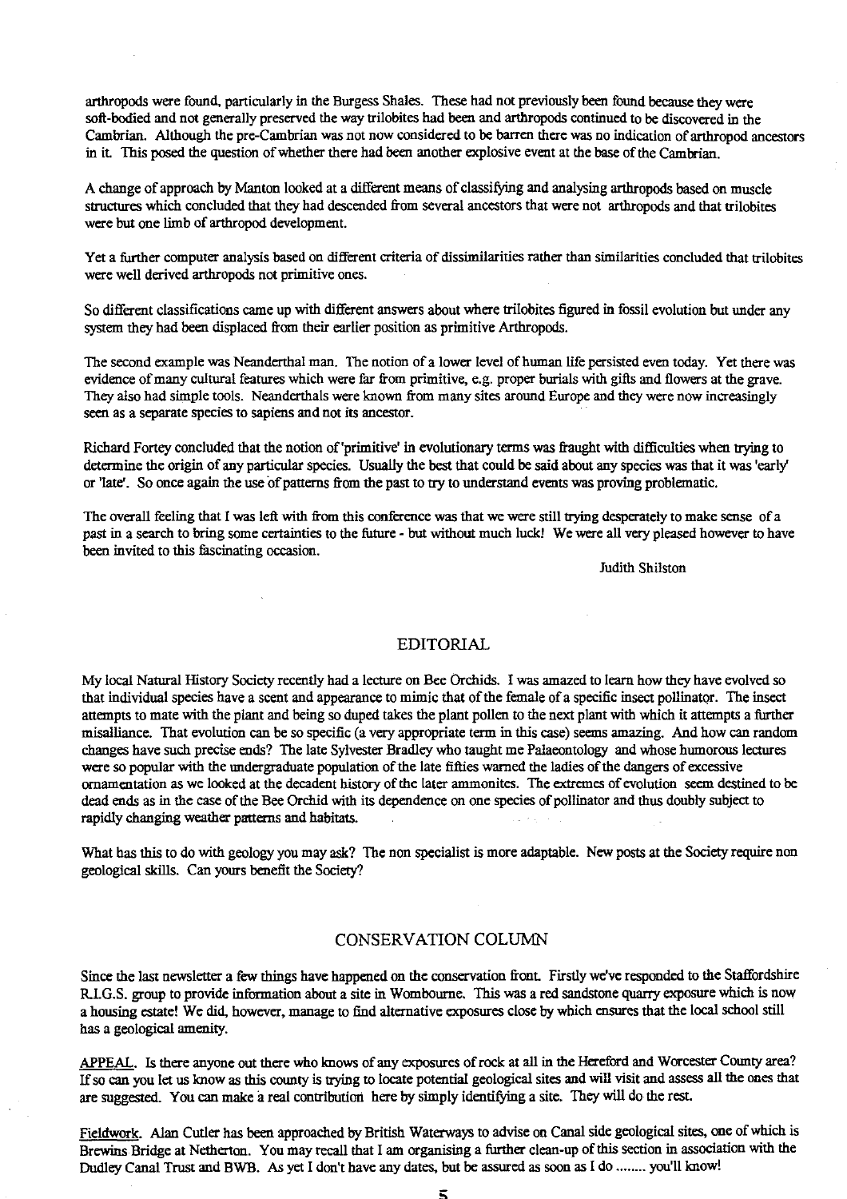arthropods were found, particularly in the Burgess Shales. These had not previously been found because they were soft-bodied and not generally preserved the way trilobites had been and arthropods continued to be discovered in the Cambrian. Although the pre-Cambrian was not now considered to be barren there was no indication of arthropod ancestors in it. This posed the question of whether there had been another explosive event at the base of the Cambrian.

A change of approach by Manton looked at a different means of classifying and analysing arthropods based on muscle structures which concluded that they had descended from several ancestors that were not arthropods and that trilobites were but one limb of arthropod development.

Yet a further computer analysis based on different criteria of dissimilarities rather than similarities concluded that trilobites were well derived arthropods not primitive ones.

So different classifications came up with different answers about where trilobites figured in fossil evolution but under any system they had been displaced from their earlier position as primitive Arthropods.

The second example was Neanderthal man. The notion of a lower level of human life persisted even today. Yet there was evidence of many cultural features which were far from primitive, e.g. proper burials with gifts and flowers at the grave. They also had simple tools. Neanderthals were known from many sites around Europe and they were now increasingly seen as a separate species to sapiens and not its ancestor.

Richard Fortey concluded that the notion of 'primitive' in evolutionary terms was fraught with difficulties when trying to determine the origin of any particular species. Usually the best that could be said about any species was that it was 'early' or 'late'. So once again the use of patterns from the past to try to understand events was proving problematic.

The overall feeling that I was left with from this conference was that we were still trying desperately to make sense of a past in a search to bring some certainties to the future - but without much luck! We were all very pleased however to have been invited to this fascinating occasion.

Judith Shilston

## EDITORIAL

My local Natural History Society recently had a lecture on Bee Orchids. I was amazed to learn how they have evolved so that individual species have a scent and appearance to mimic that of the female of a specific insect pollinator. The insect attempts to mate with the plant and being so duped takes the plant pollen to the next plant with which it attempts a further misalliance. That evolution can be so specific (a very appropriate term in this case) seems amazing. And how can random changes have such precise ends? The late Sylvester Bradley who taught me Palaeontology and whose humorous lectures were so popular with the undergraduate population of the late fifties warned the ladies of the dangers of excessive ornamentation as we looked at the decadent history of the later ammonites. The extremes of evolution seem destined to be dead ends as in the case of the Bee Orchid with its dependence on one species of pollinator and thus doubly subject to rapidly changing weather patterns and habitats.

What has this to do with geology you may ask? The non specialist is more adaptable. New posts at the Society require non geological skills. Can yours benefit the Society?

## CONSERVATION COLUMN

Since the last newsletter a few things have happened on the conservation front. Firstly we've responded to the Staffordshire R.I.G.S. group to provide information about a site in Wombourne. This was a red sandstone quarry exposure which is now a housing estate! We did, however, manage to find alternative exposures close by which ensures that the local school still has a geological amenity.

APPEAL. Is there anyone out there who knows of any exposures of rock at all in the Hereford and Worcester County area? If so can you let us know as this county is trying to locate potential geological sites and will visit and assess all the ones that are suggested. You can make a real contribution here by simply identifying a site. They will do the rest.

Fieldwork. Alan Cutler has been approached by British Waterways to advise on Canal side geological sites, one of which is Brewins Bridge at Netherton. You may recall that I am organising a further clean-up of this section in association with the Dudley Canal Trust and BWB. As yet I don't have any dates, but be assured as soon as I do ........ you'll know!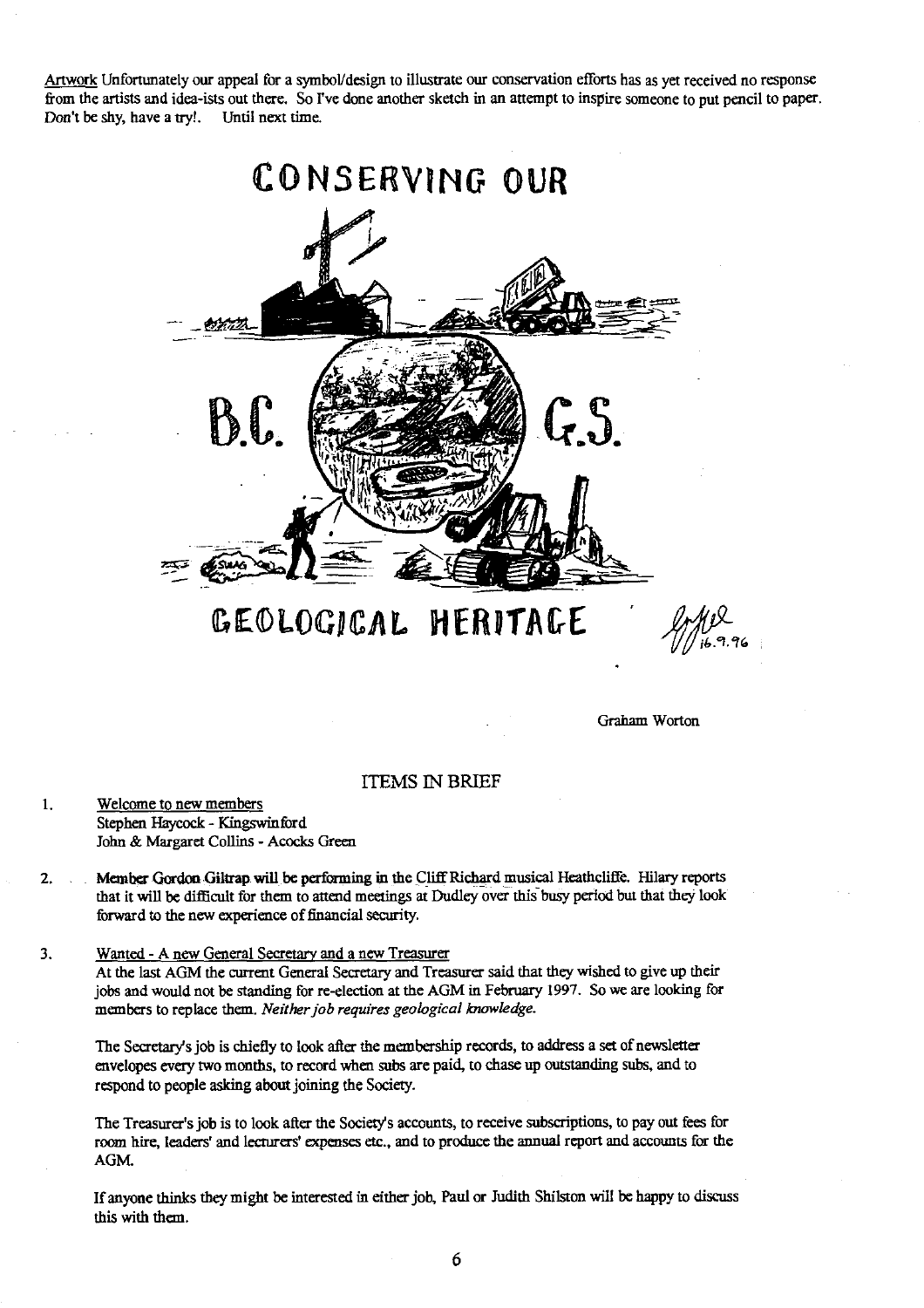Artwork Unfortunately our appeal for a symbol/design to illustrate our conservation efforts has as yet received no response from the artists and idea-ists out there. So I've done another sketch in an attempt to inspire someone to put pencil to paper. Don't be shy, have a try!. Until next time.

Graham Worton

## ITEMS IN BRIEF

1. Welcome to new members
   Stephen Haycock - Kingswinford
   John & Margaret Collins - Acocks Green

2. Member Gordon Giltrap will be performing in the Cliff Richard musical Heathcliffe. Hilary reports that it will be difficult for them to attend meetings at Dudley over this busy period but that they look forward to the new experience of financial security.

3. Wanted - A new General Secretary and a new Treasurer
   At the last AGM the current General Secretary and Treasurer said that they wished to give up their jobs and would not be standing for re-election at the AGM in February 1997. So we are looking for members to replace them. *Neither job requires geological knowledge.*

   The Secretary's job is chiefly to look after the membership records, to address a set of newsletter envelopes every two months, to record when subs are paid, to chase up outstanding subs, and to respond to people asking about joining the Society.

   The Treasurer's job is to look after the Society's accounts, to receive subscriptions, to pay out fees for room hire, leaders' and lecturers' expenses etc., and to produce the annual report and accounts for the AGM.

   If anyone thinks they might be interested in either job, Paul or Judith Shilston will be happy to discuss this with them.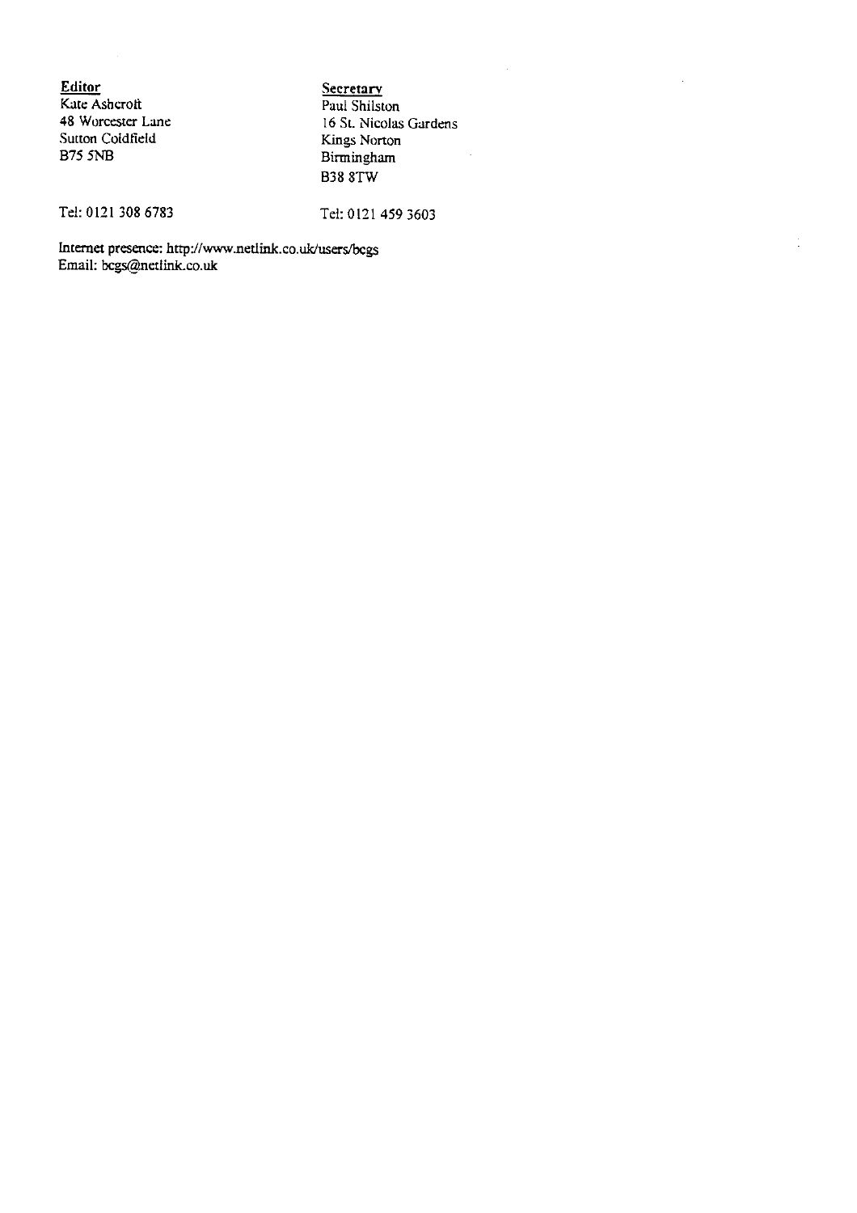**Editor**
Kate Ashcroft
48 Worcester Lane
Sutton Coldfield
B75 5NB

Tel: 0121 308 6783

**Secretary**
Paul Shilston
16 St. Nicolas Gardens
Kings Norton
Birmingham
B38 8TW

Tel: 0121 459 3603

Internet presence: http://www.netlink.co.uk/users/bcgs
Email: bcgs@netlink.co.uk